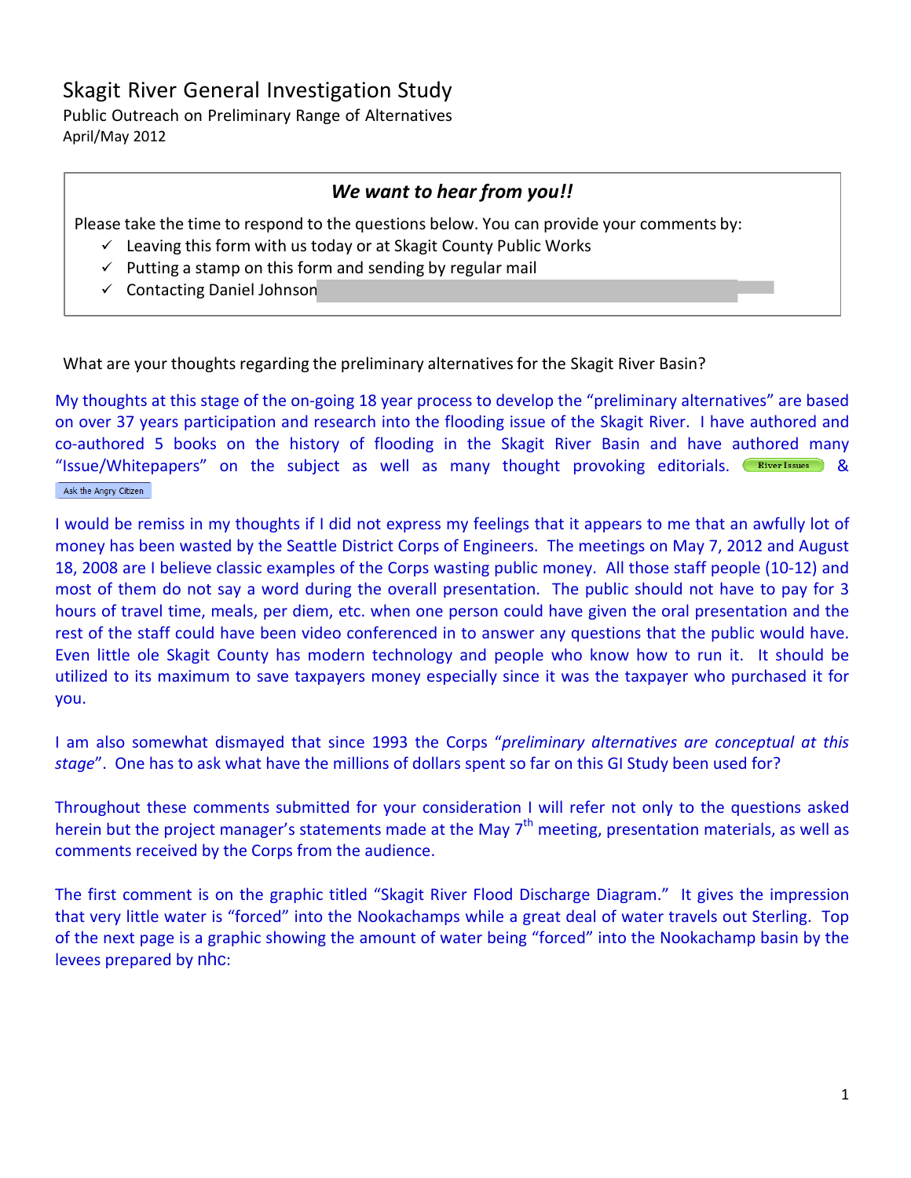# Skagit River General Investigation Study

Public Outreach on Preliminary Range of Alternatives
April/May 2012

***We want to hear from you!!***

Please take the time to respond to the questions below. You can provide your comments by:

- ✓ Leaving this form with us today or at Skagit County Public Works
- ✓ Putting a stamp on this form and sending by regular mail
- ✓ Contacting Daniel Johnson

What are your thoughts regarding the preliminary alternatives for the Skagit River Basin?

My thoughts at this stage of the on-going 18 year process to develop the "preliminary alternatives" are based on over 37 years participation and research into the flooding issue of the Skagit River. I have authored and co-authored 5 books on the history of flooding in the Skagit River Basin and have authored many "Issue/Whitepapers" on the subject as well as many thought provoking editorials. River Issues & Ask the Angry Citizen

I would be remiss in my thoughts if I did not express my feelings that it appears to me that an awfully lot of money has been wasted by the Seattle District Corps of Engineers. The meetings on May 7, 2012 and August 18, 2008 are I believe classic examples of the Corps wasting public money. All those staff people (10-12) and most of them do not say a word during the overall presentation. The public should not have to pay for 3 hours of travel time, meals, per diem, etc. when one person could have given the oral presentation and the rest of the staff could have been video conferenced in to answer any questions that the public would have. Even little ole Skagit County has modern technology and people who know how to run it. It should be utilized to its maximum to save taxpayers money especially since it was the taxpayer who purchased it for you.

I am also somewhat dismayed that since 1993 the Corps "*preliminary alternatives are conceptual at this stage*". One has to ask what have the millions of dollars spent so far on this GI Study been used for?

Throughout these comments submitted for your consideration I will refer not only to the questions asked herein but the project manager's statements made at the May 7th meeting, presentation materials, as well as comments received by the Corps from the audience.

The first comment is on the graphic titled "Skagit River Flood Discharge Diagram." It gives the impression that very little water is "forced" into the Nookachamps while a great deal of water travels out Sterling. Top of the next page is a graphic showing the amount of water being "forced" into the Nookachamp basin by the levees prepared by nhc: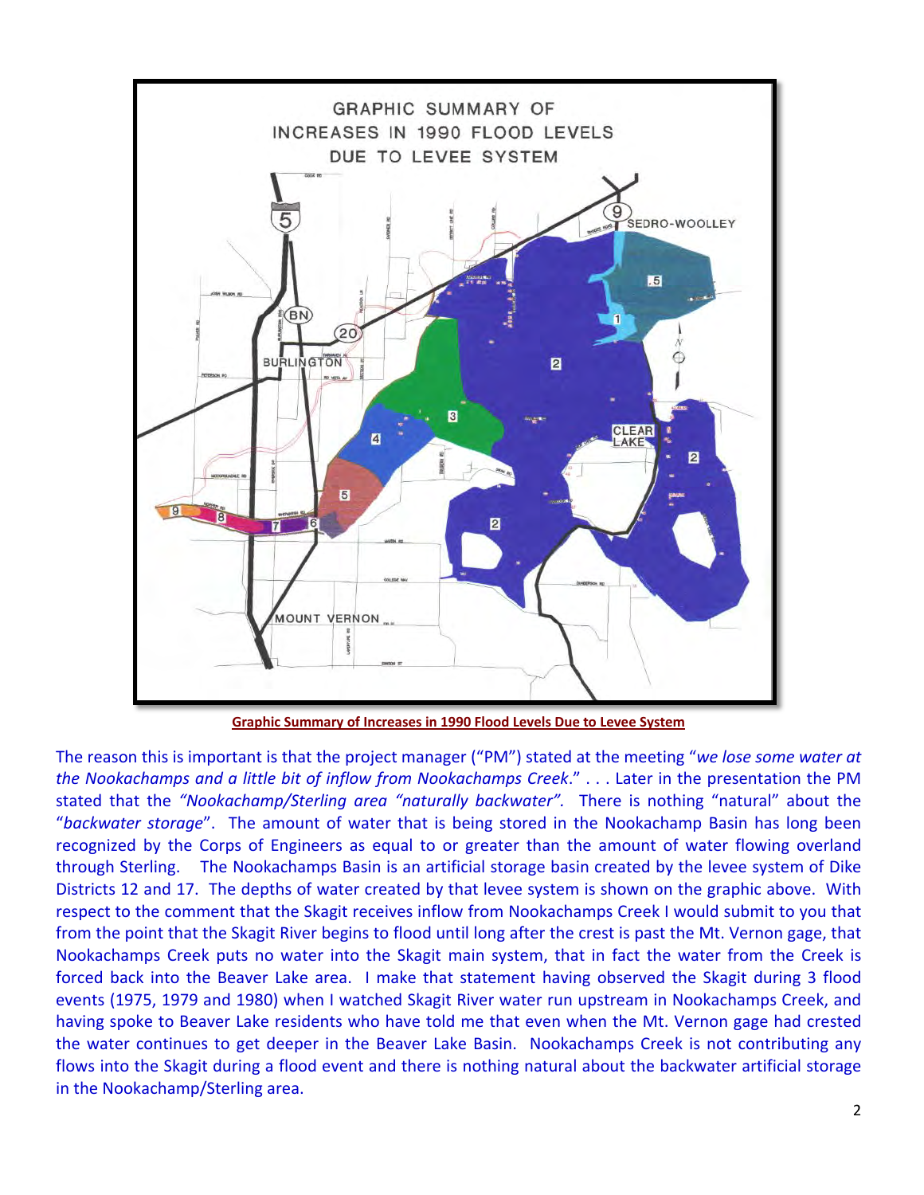**Graphic Summary of Increases in 1990 Flood Levels Due to Levee System**

The reason this is important is that the project manager ("PM") stated at the meeting "*we lose some water at the Nookachamps and a little bit of inflow from Nookachamps Creek*." . . . Later in the presentation the PM stated that the *"Nookachamp/Sterling area "naturally backwater".* There is nothing "natural" about the "*backwater storage*". The amount of water that is being stored in the Nookachamp Basin has long been recognized by the Corps of Engineers as equal to or greater than the amount of water flowing overland through Sterling. The Nookachamps Basin is an artificial storage basin created by the levee system of Dike Districts 12 and 17. The depths of water created by that levee system is shown on the graphic above. With respect to the comment that the Skagit receives inflow from Nookachamps Creek I would submit to you that from the point that the Skagit River begins to flood until long after the crest is past the Mt. Vernon gage, that Nookachamps Creek puts no water into the Skagit main system, that in fact the water from the Creek is forced back into the Beaver Lake area. I make that statement having observed the Skagit during 3 flood events (1975, 1979 and 1980) when I watched Skagit River water run upstream in Nookachamps Creek, and having spoke to Beaver Lake residents who have told me that even when the Mt. Vernon gage had crested the water continues to get deeper in the Beaver Lake Basin. Nookachamps Creek is not contributing any flows into the Skagit during a flood event and there is nothing natural about the backwater artificial storage in the Nookachamp/Sterling area.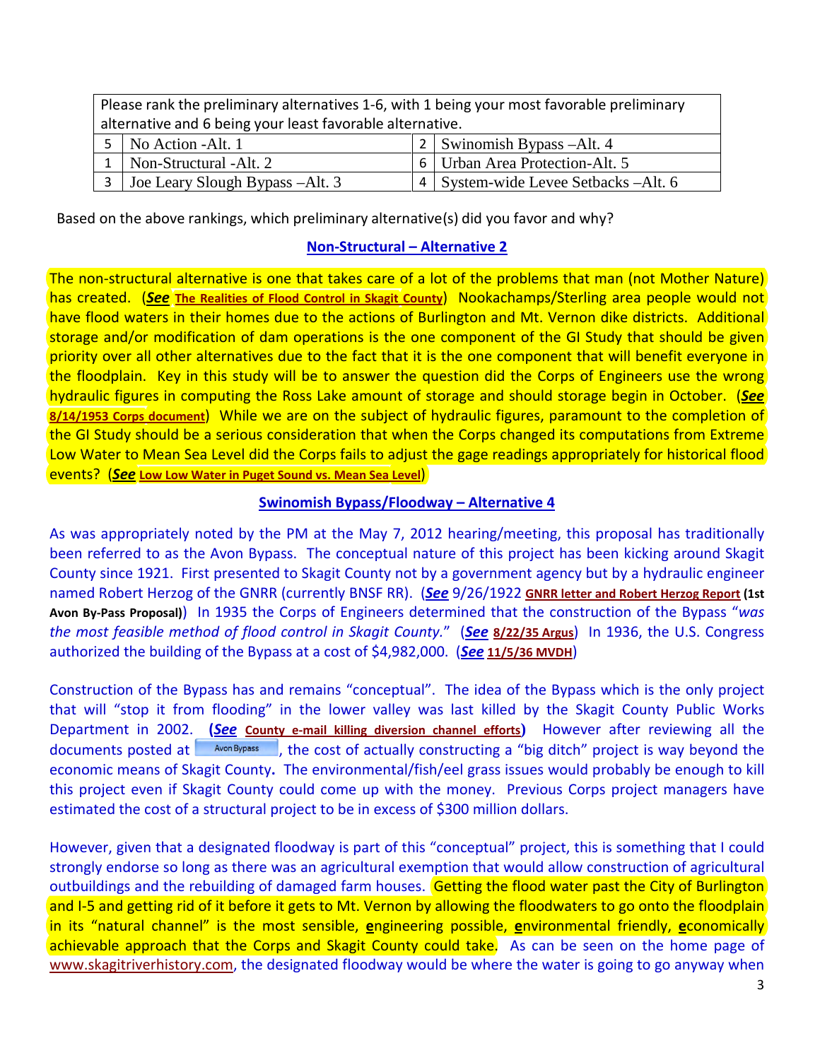| Please rank the preliminary alternatives 1-6, with 1 being your most favorable preliminary alternative and 6 being your least favorable alternative. | | | |
|---|---|---|---|
| 5 | No Action -Alt. 1 | 2 | Swinomish Bypass –Alt. 4 |
| 1 | Non-Structural -Alt. 2 | 6 | Urban Area Protection-Alt. 5 |
| 3 | Joe Leary Slough Bypass –Alt. 3 | 4 | System-wide Levee Setbacks –Alt. 6 |

Based on the above rankings, which preliminary alternative(s) did you favor and why?

## Non-Structural – Alternative 2

The non-structural alternative is one that takes care of a lot of the problems that man (not Mother Nature) has created. (***See*** **The Realities of Flood Control in Skagit County**) Nookachamps/Sterling area people would not have flood waters in their homes due to the actions of Burlington and Mt. Vernon dike districts. Additional storage and/or modification of dam operations is the one component of the GI Study that should be given priority over all other alternatives due to the fact that it is the one component that will benefit everyone in the floodplain. Key in this study will be to answer the question did the Corps of Engineers use the wrong hydraulic figures in computing the Ross Lake amount of storage and should storage begin in October. (***See*** **8/14/1953 Corps document**) While we are on the subject of hydraulic figures, paramount to the completion of the GI Study should be a serious consideration that when the Corps changed its computations from Extreme Low Water to Mean Sea Level did the Corps fails to adjust the gage readings appropriately for historical flood events? (***See*** **Low Low Water in Puget Sound vs. Mean Sea Level**)

## Swinomish Bypass/Floodway – Alternative 4

As was appropriately noted by the PM at the May 7, 2012 hearing/meeting, this proposal has traditionally been referred to as the Avon Bypass. The conceptual nature of this project has been kicking around Skagit County since 1921. First presented to Skagit County not by a government agency but by a hydraulic engineer named Robert Herzog of the GNRR (currently BNSF RR). (***See*** 9/26/1922 **GNRR letter and Robert Herzog Report** **(1st Avon By-Pass Proposal)**) In 1935 the Corps of Engineers determined that the construction of the Bypass "*was the most feasible method of flood control in Skagit County.*" (***See*** **8/22/35 Argus**) In 1936, the U.S. Congress authorized the building of the Bypass at a cost of $4,982,000. (***See*** **11/5/36 MVDH**)

Construction of the Bypass has and remains "conceptual". The idea of the Bypass which is the only project that will "stop it from flooding" in the lower valley was last killed by the Skagit County Public Works Department in 2002. **(*See*** **County e-mail killing diversion channel efforts)** However after reviewing all the documents posted at Avon Bypass, the cost of actually constructing a "big ditch" project is way beyond the economic means of Skagit County**.** The environmental/fish/eel grass issues would probably be enough to kill this project even if Skagit County could come up with the money. Previous Corps project managers have estimated the cost of a structural project to be in excess of $300 million dollars.

However, given that a designated floodway is part of this "conceptual" project, this is something that I could strongly endorse so long as there was an agricultural exemption that would allow construction of agricultural outbuildings and the rebuilding of damaged farm houses. Getting the flood water past the City of Burlington and I-5 and getting rid of it before it gets to Mt. Vernon by allowing the floodwaters to go onto the floodplain in its "natural channel" is the most sensible, **e**ngineering possible, **e**nvironmental friendly, **e**conomically achievable approach that the Corps and Skagit County could take. As can be seen on the home page of www.skagitriverhistory.com, the designated floodway would be where the water is going to go anyway when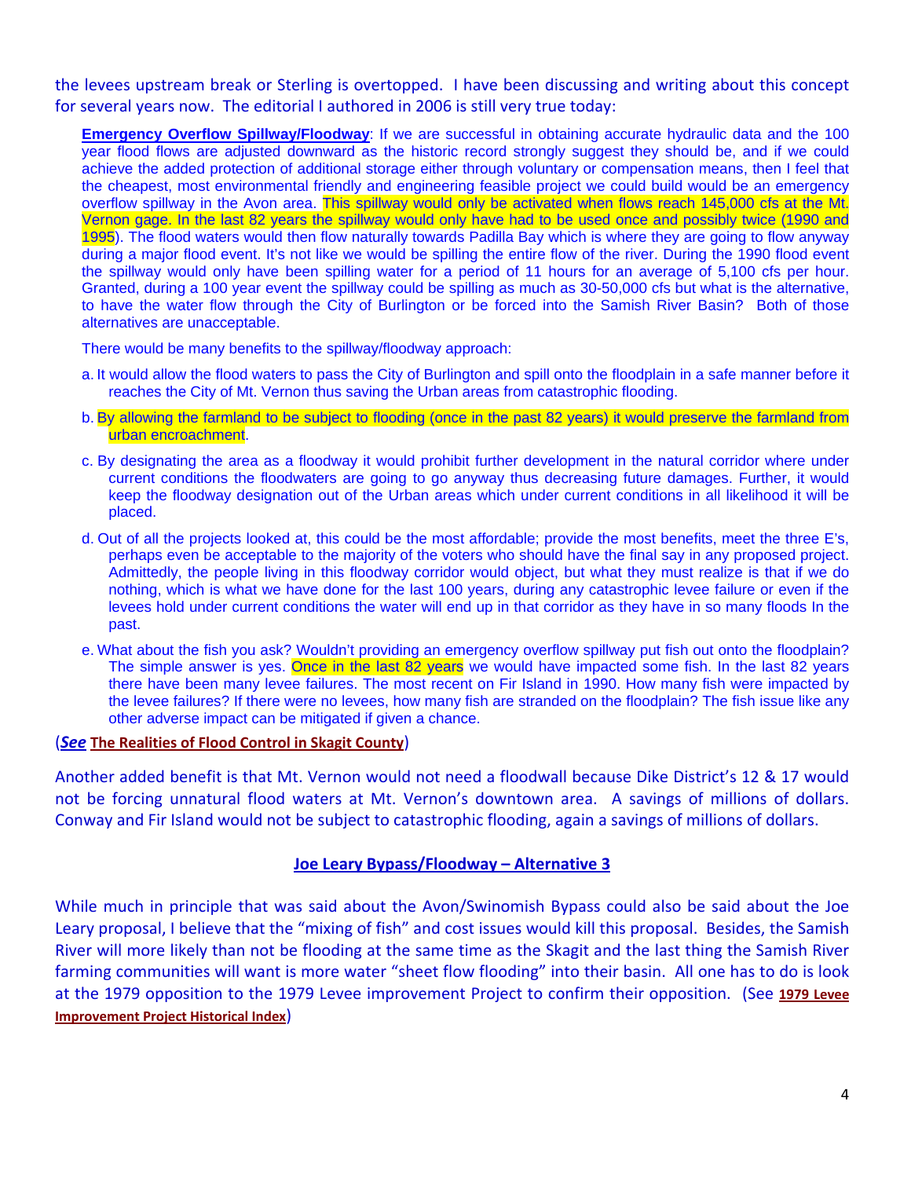the levees upstream break or Sterling is overtopped. I have been discussing and writing about this concept for several years now. The editorial I authored in 2006 is still very true today:

> **Emergency Overflow Spillway/Floodway**: If we are successful in obtaining accurate hydraulic data and the 100 year flood flows are adjusted downward as the historic record strongly suggest they should be, and if we could achieve the added protection of additional storage either through voluntary or compensation means, then I feel that the cheapest, most environmental friendly and engineering feasible project we could build would be an emergency overflow spillway in the Avon area. This spillway would only be activated when flows reach 145,000 cfs at the Mt. Vernon gage. In the last 82 years the spillway would only have had to be used once and possibly twice (1990 and 1995). The flood waters would then flow naturally towards Padilla Bay which is where they are going to flow anyway during a major flood event. It's not like we would be spilling the entire flow of the river. During the 1990 flood event the spillway would only have been spilling water for a period of 11 hours for an average of 5,100 cfs per hour. Granted, during a 100 year event the spillway could be spilling as much as 30-50,000 cfs but what is the alternative, to have the water flow through the City of Burlington or be forced into the Samish River Basin? Both of those alternatives are unacceptable.
>
> There would be many benefits to the spillway/floodway approach:
>
> a. It would allow the flood waters to pass the City of Burlington and spill onto the floodplain in a safe manner before it reaches the City of Mt. Vernon thus saving the Urban areas from catastrophic flooding.
>
> b. By allowing the farmland to be subject to flooding (once in the past 82 years) it would preserve the farmland from urban encroachment.
>
> c. By designating the area as a floodway it would prohibit further development in the natural corridor where under current conditions the floodwaters are going to go anyway thus decreasing future damages. Further, it would keep the floodway designation out of the Urban areas which under current conditions in all likelihood it will be placed.
>
> d. Out of all the projects looked at, this could be the most affordable; provide the most benefits, meet the three E's, perhaps even be acceptable to the majority of the voters who should have the final say in any proposed project. Admittedly, the people living in this floodway corridor would object, but what they must realize is that if we do nothing, which is what we have done for the last 100 years, during any catastrophic levee failure or even if the levees hold under current conditions the water will end up in that corridor as they have in so many floods In the past.
>
> e. What about the fish you ask? Wouldn't providing an emergency overflow spillway put fish out onto the floodplain? The simple answer is yes. Once in the last 82 years we would have impacted some fish. In the last 82 years there have been many levee failures. The most recent on Fir Island in 1990. How many fish were impacted by the levee failures? If there were no levees, how many fish are stranded on the floodplain? The fish issue like any other adverse impact can be mitigated if given a chance.

(***See*** **The Realities of Flood Control in Skagit County**)

Another added benefit is that Mt. Vernon would not need a floodwall because Dike District's 12 & 17 would not be forcing unnatural flood waters at Mt. Vernon's downtown area. A savings of millions of dollars. Conway and Fir Island would not be subject to catastrophic flooding, again a savings of millions of dollars.

## Joe Leary Bypass/Floodway – Alternative 3

While much in principle that was said about the Avon/Swinomish Bypass could also be said about the Joe Leary proposal, I believe that the "mixing of fish" and cost issues would kill this proposal. Besides, the Samish River will more likely than not be flooding at the same time as the Skagit and the last thing the Samish River farming communities will want is more water "sheet flow flooding" into their basin. All one has to do is look at the 1979 opposition to the 1979 Levee improvement Project to confirm their opposition. (See **1979 Levee Improvement Project Historical Index**)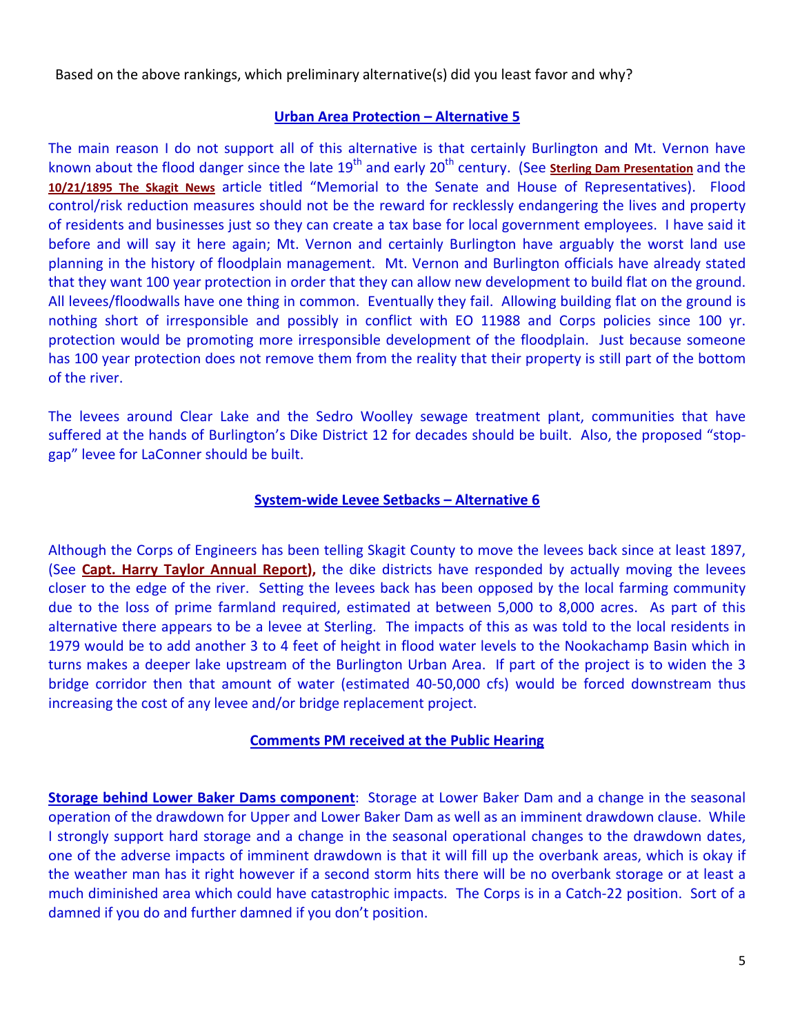Based on the above rankings, which preliminary alternative(s) did you least favor and why?

## Urban Area Protection – Alternative 5

The main reason I do not support all of this alternative is that certainly Burlington and Mt. Vernon have known about the flood danger since the late 19th and early 20th century. (See **Sterling Dam Presentation** and the **10/21/1895 The Skagit News** article titled "Memorial to the Senate and House of Representatives). Flood control/risk reduction measures should not be the reward for recklessly endangering the lives and property of residents and businesses just so they can create a tax base for local government employees. I have said it before and will say it here again; Mt. Vernon and certainly Burlington have arguably the worst land use planning in the history of floodplain management. Mt. Vernon and Burlington officials have already stated that they want 100 year protection in order that they can allow new development to build flat on the ground. All levees/floodwalls have one thing in common. Eventually they fail. Allowing building flat on the ground is nothing short of irresponsible and possibly in conflict with EO 11988 and Corps policies since 100 yr. protection would be promoting more irresponsible development of the floodplain. Just because someone has 100 year protection does not remove them from the reality that their property is still part of the bottom of the river.

The levees around Clear Lake and the Sedro Woolley sewage treatment plant, communities that have suffered at the hands of Burlington's Dike District 12 for decades should be built. Also, the proposed "stop-gap" levee for LaConner should be built.

## System-wide Levee Setbacks – Alternative 6

Although the Corps of Engineers has been telling Skagit County to move the levees back since at least 1897, (See **Capt. Harry Taylor Annual Report**), the dike districts have responded by actually moving the levees closer to the edge of the river. Setting the levees back has been opposed by the local farming community due to the loss of prime farmland required, estimated at between 5,000 to 8,000 acres. As part of this alternative there appears to be a levee at Sterling. The impacts of this as was told to the local residents in 1979 would be to add another 3 to 4 feet of height in flood water levels to the Nookachamp Basin which in turns makes a deeper lake upstream of the Burlington Urban Area. If part of the project is to widen the 3 bridge corridor then that amount of water (estimated 40-50,000 cfs) would be forced downstream thus increasing the cost of any levee and/or bridge replacement project.

## Comments PM received at the Public Hearing

**Storage behind Lower Baker Dams component**: Storage at Lower Baker Dam and a change in the seasonal operation of the drawdown for Upper and Lower Baker Dam as well as an imminent drawdown clause. While I strongly support hard storage and a change in the seasonal operational changes to the drawdown dates, one of the adverse impacts of imminent drawdown is that it will fill up the overbank areas, which is okay if the weather man has it right however if a second storm hits there will be no overbank storage or at least a much diminished area which could have catastrophic impacts. The Corps is in a Catch-22 position. Sort of a damned if you do and further damned if you don't position.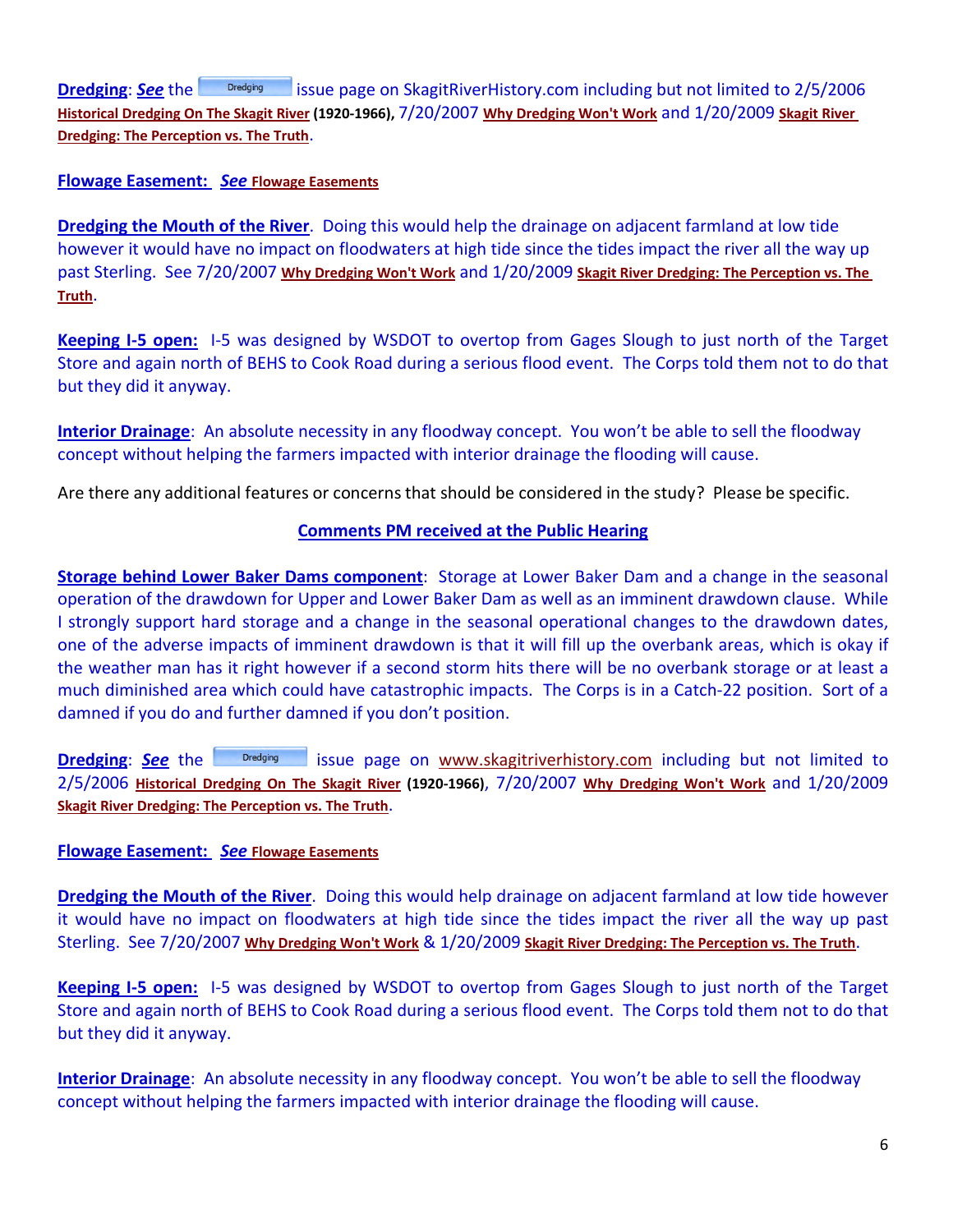**Dredging**: ***See*** the Dredging issue page on SkagitRiverHistory.com including but not limited to 2/5/2006 **Historical Dredging On The Skagit River (1920-1966)**, 7/20/2007 **Why Dredging Won't Work** and 1/20/2009 **Skagit River Dredging: The Perception vs. The Truth**.

**Flowage Easement:** ***See*** **Flowage Easements**

**Dredging the Mouth of the River**. Doing this would help the drainage on adjacent farmland at low tide however it would have no impact on floodwaters at high tide since the tides impact the river all the way up past Sterling. See 7/20/2007 **Why Dredging Won't Work** and 1/20/2009 **Skagit River Dredging: The Perception vs. The Truth**.

**Keeping I-5 open:** I-5 was designed by WSDOT to overtop from Gages Slough to just north of the Target Store and again north of BEHS to Cook Road during a serious flood event. The Corps told them not to do that but they did it anyway.

**Interior Drainage**: An absolute necessity in any floodway concept. You won't be able to sell the floodway concept without helping the farmers impacted with interior drainage the flooding will cause.

Are there any additional features or concerns that should be considered in the study? Please be specific.

**Comments PM received at the Public Hearing**

**Storage behind Lower Baker Dams component**: Storage at Lower Baker Dam and a change in the seasonal operation of the drawdown for Upper and Lower Baker Dam as well as an imminent drawdown clause. While I strongly support hard storage and a change in the seasonal operational changes to the drawdown dates, one of the adverse impacts of imminent drawdown is that it will fill up the overbank areas, which is okay if the weather man has it right however if a second storm hits there will be no overbank storage or at least a much diminished area which could have catastrophic impacts. The Corps is in a Catch-22 position. Sort of a damned if you do and further damned if you don't position.

**Dredging**: ***See*** the Dredging issue page on www.skagitriverhistory.com including but not limited to 2/5/2006 **Historical Dredging On The Skagit River (1920-1966)**, 7/20/2007 **Why Dredging Won't Work** and 1/20/2009 **Skagit River Dredging: The Perception vs. The Truth**.

**Flowage Easement:** ***See*** **Flowage Easements**

**Dredging the Mouth of the River**. Doing this would help drainage on adjacent farmland at low tide however it would have no impact on floodwaters at high tide since the tides impact the river all the way up past Sterling. See 7/20/2007 **Why Dredging Won't Work** & 1/20/2009 **Skagit River Dredging: The Perception vs. The Truth**.

**Keeping I-5 open:** I-5 was designed by WSDOT to overtop from Gages Slough to just north of the Target Store and again north of BEHS to Cook Road during a serious flood event. The Corps told them not to do that but they did it anyway.

**Interior Drainage**: An absolute necessity in any floodway concept. You won't be able to sell the floodway concept without helping the farmers impacted with interior drainage the flooding will cause.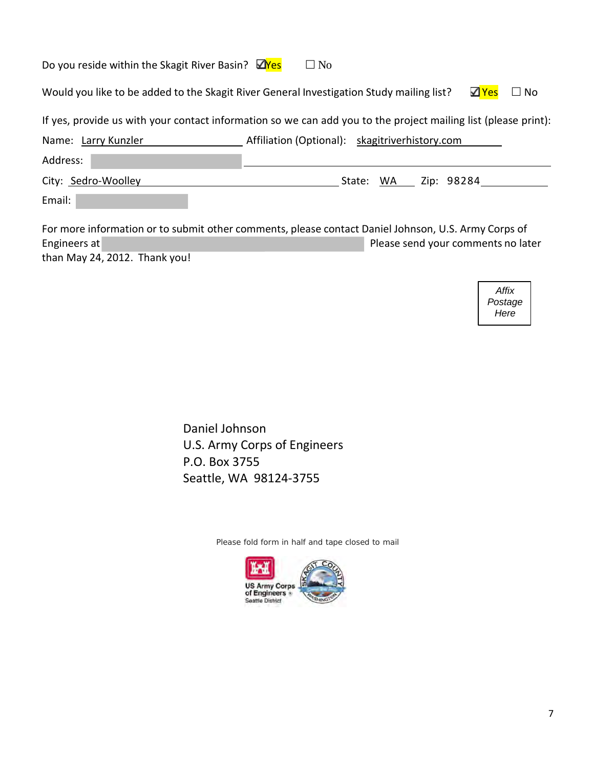Do you reside within the Skagit River Basin? ☑ Yes ☐ No

Would you like to be added to the Skagit River General Investigation Study mailing list? ☑ Yes ☐ No

If yes, provide us with your contact information so we can add you to the project mailing list (please print):

Name: Larry Kunzler Affiliation (Optional): skagitriverhistory.com

Address:

City: Sedro-Woolley State: WA Zip: 98284

Email:

For more information or to submit other comments, please contact Daniel Johnson, U.S. Army Corps of Engineers at Please send your comments no later than May 24, 2012. Thank you!

*Affix Postage Here*

Daniel Johnson
U.S. Army Corps of Engineers
P.O. Box 3755
Seattle, WA 98124-3755

Please fold form in half and tape closed to mail

US Army Corps of Engineers
Seattle District